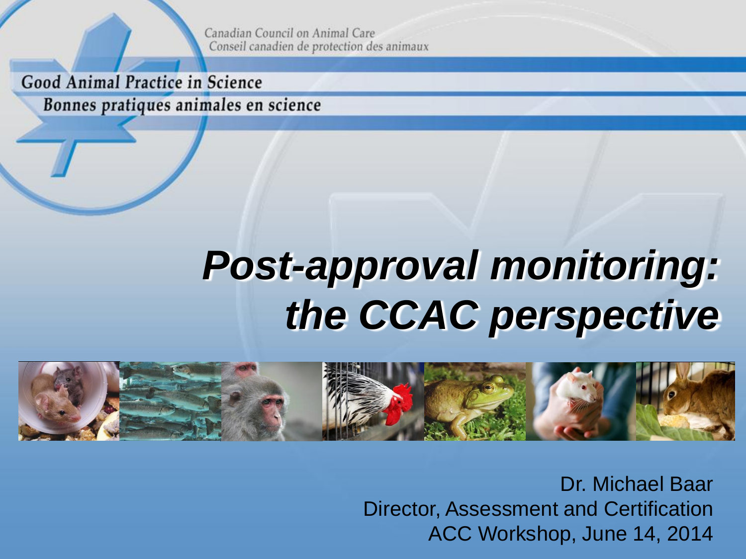Canadian Council on Animal Care
Conseil canadien de protection des animaux

Good Animal Practice in Science
Bonnes pratiques animales en science

# *Post-approval monitoring: the CCAC perspective*

Dr. Michael Baar
Director, Assessment and Certification
ACC Workshop, June 14, 2014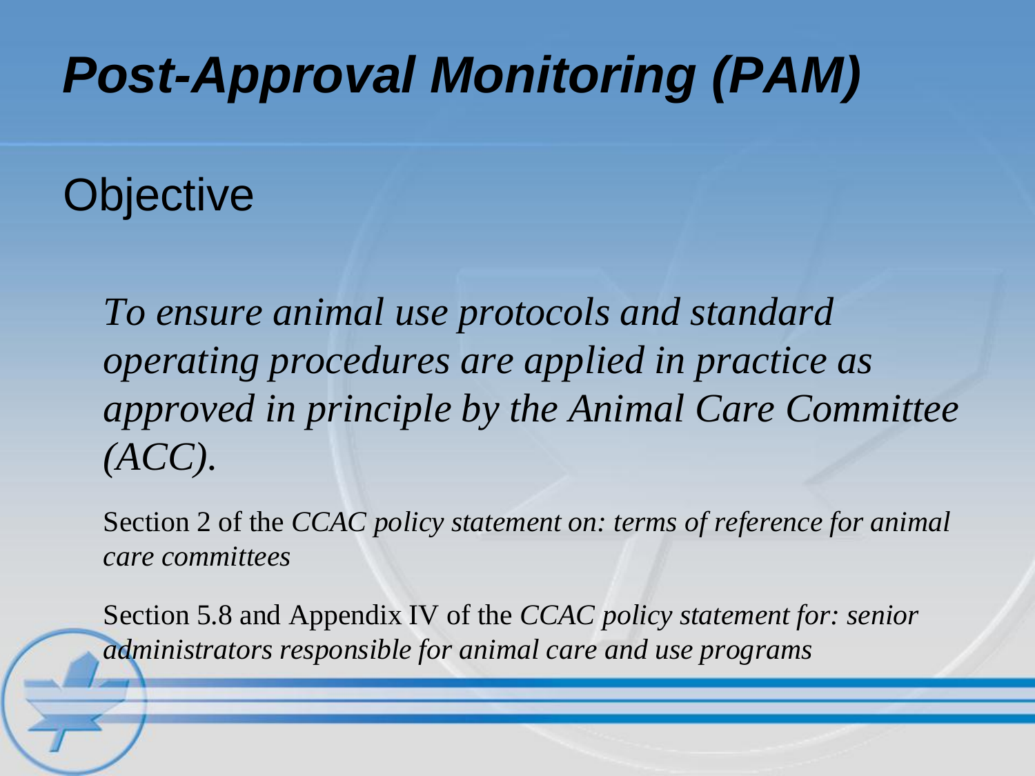# *Post-Approval Monitoring (PAM)*

## Objective

*To ensure animal use protocols and standard operating procedures are applied in practice as approved in principle by the Animal Care Committee (ACC).*

Section 2 of the *CCAC policy statement on: terms of reference for animal care committees*

Section 5.8 and Appendix IV of the *CCAC policy statement for: senior administrators responsible for animal care and use programs*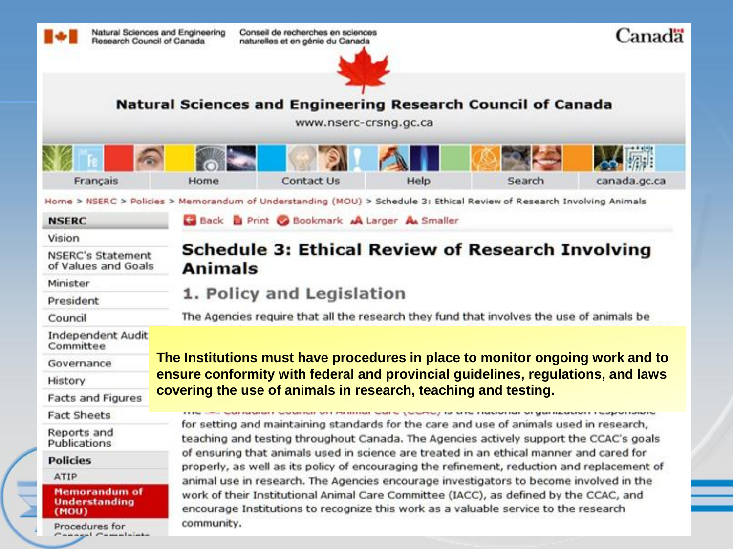Natural Sciences and Engineering Research Council of Canada

Conseil de recherches en sciences naturelles et en génie du Canada

Canada

## Natural Sciences and Engineering Research Council of Canada

www.nserc-crsng.gc.ca

Français | Home | Contact Us | Help | Search | canada.gc.ca

Home > NSERC > Policies > Memorandum of Understanding (MOU) > Schedule 3: Ethical Review of Research Involving Animals

**NSERC**

- Vision
- NSERC's Statement of Values and Goals
- Minister
- President
- Council
- Independent Audit Committee
- Governance
- History
- Facts and Figures
- Fact Sheets
- Reports and Publications

**Policies**

- ATIP
- **Memorandum of Understanding (MOU)**
- Procedures for General Complaints

Back | Print | Bookmark | Larger | Smaller

# Schedule 3: Ethical Review of Research Involving Animals

## 1. Policy and Legislation

The Agencies require that all the research they fund that involves the use of animals be

**The Institutions must have procedures in place to monitor ongoing work and to ensure conformity with federal and provincial guidelines, regulations, and laws covering the use of animals in research, teaching and testing.**

The Canadian Council on Animal Care (CCAC) is the national organization responsible for setting and maintaining standards for the care and use of animals used in research, teaching and testing throughout Canada. The Agencies actively support the CCAC's goals of ensuring that animals used in science are treated in an ethical manner and cared for properly, as well as its policy of encouraging the refinement, reduction and replacement of animal use in research. The Agencies encourage investigators to become involved in the work of their Institutional Animal Care Committee (IACC), as defined by the CCAC, and encourage Institutions to recognize this work as a valuable service to the research community.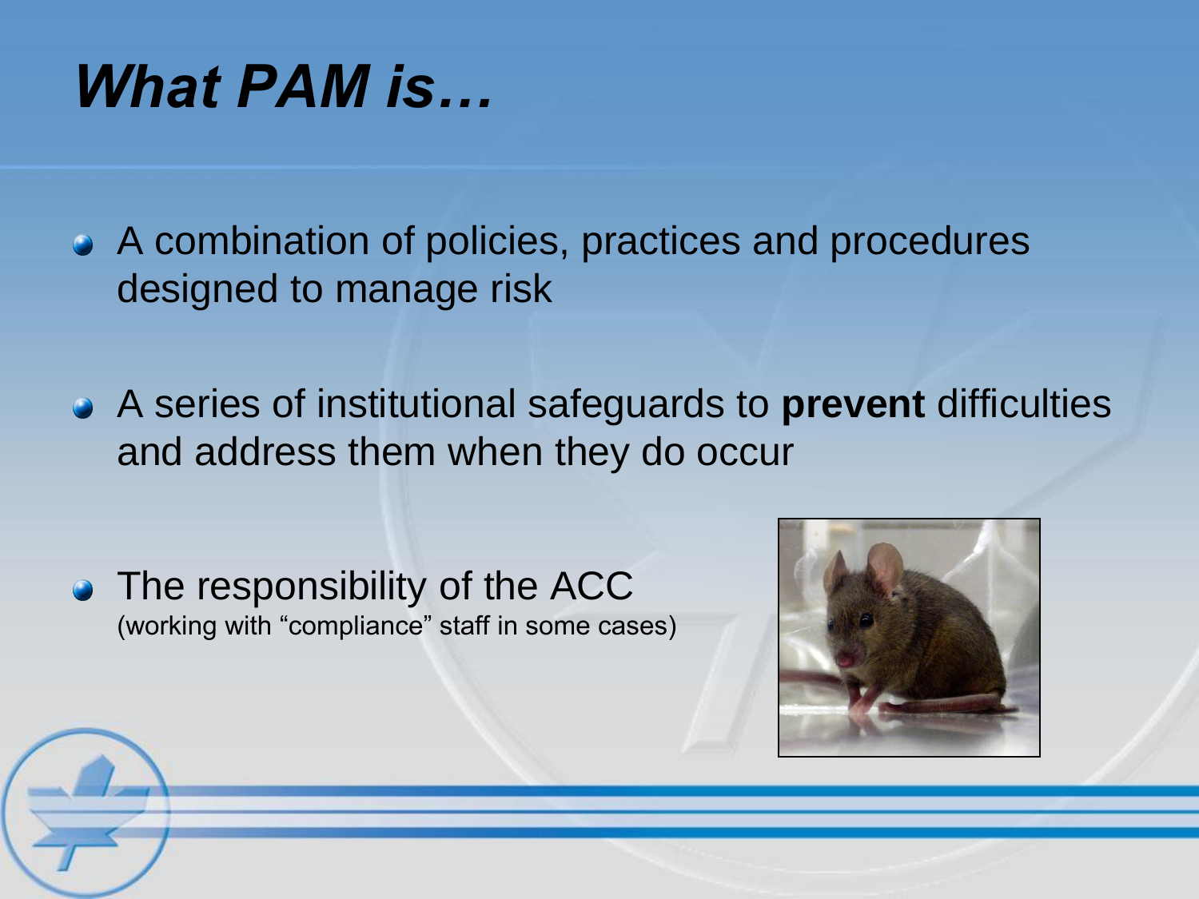# *What PAM is…*

- A combination of policies, practices and procedures designed to manage risk
- A series of institutional safeguards to **prevent** difficulties and address them when they do occur
- The responsibility of the ACC
  (working with "compliance" staff in some cases)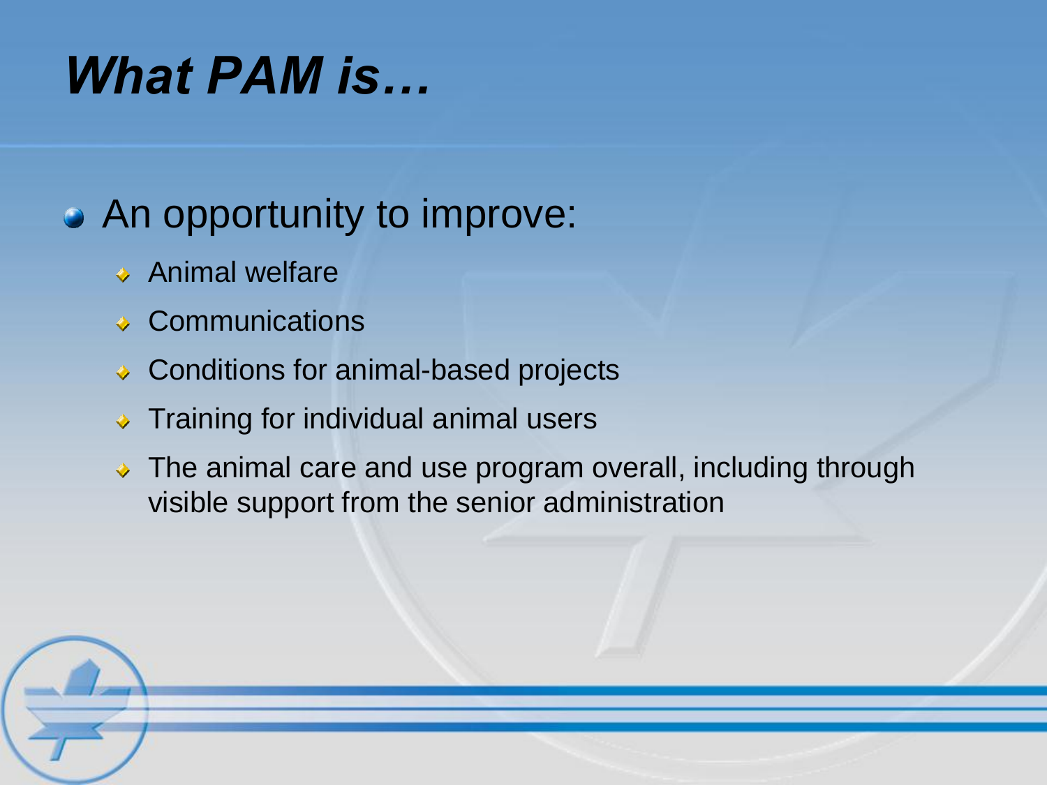# *What PAM is…*

- An opportunity to improve:
  - Animal welfare
  - Communications
  - Conditions for animal-based projects
  - Training for individual animal users
  - The animal care and use program overall, including through visible support from the senior administration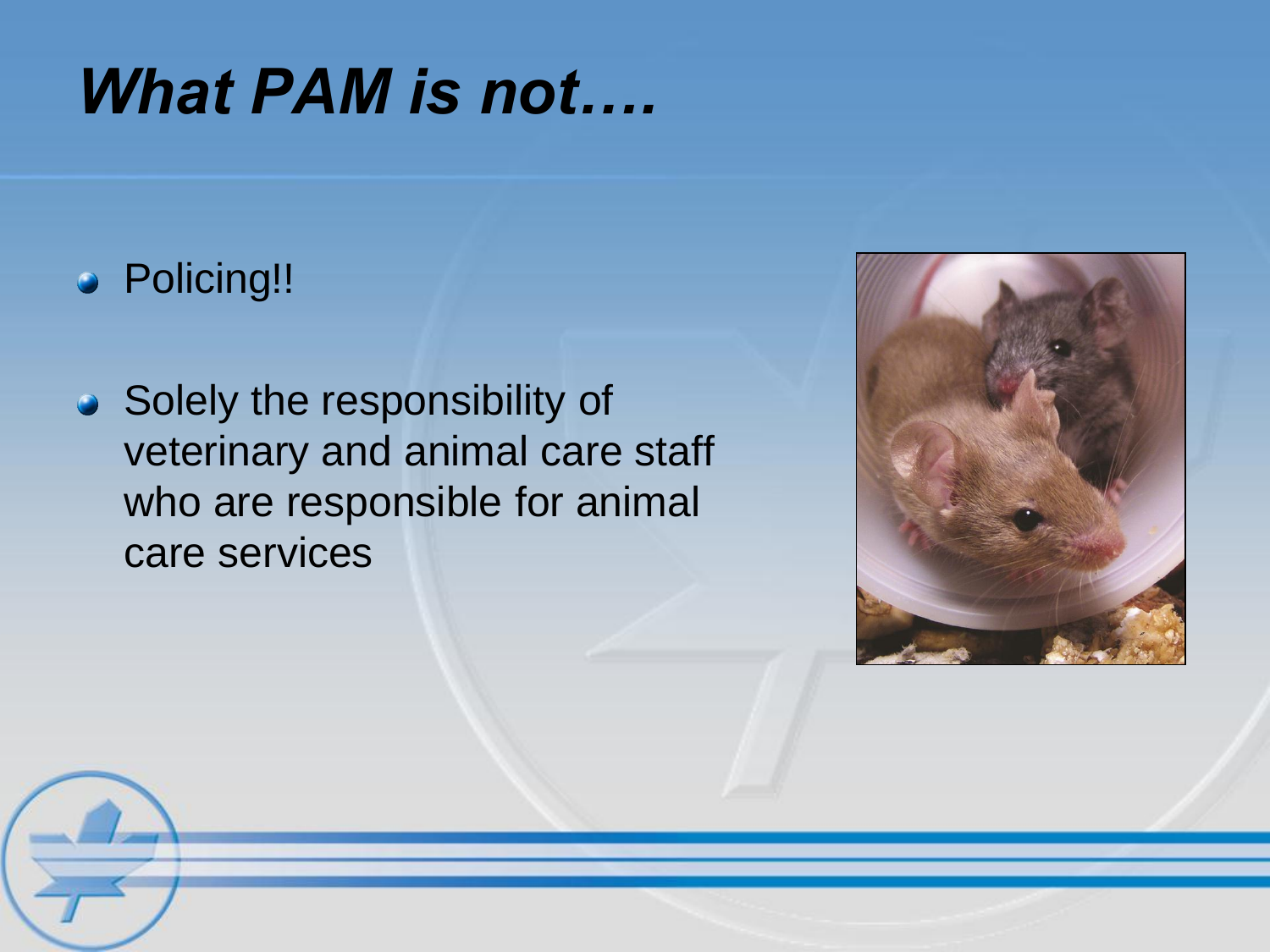# *What PAM is not….*

- Policing!!
- Solely the responsibility of veterinary and animal care staff who are responsible for animal care services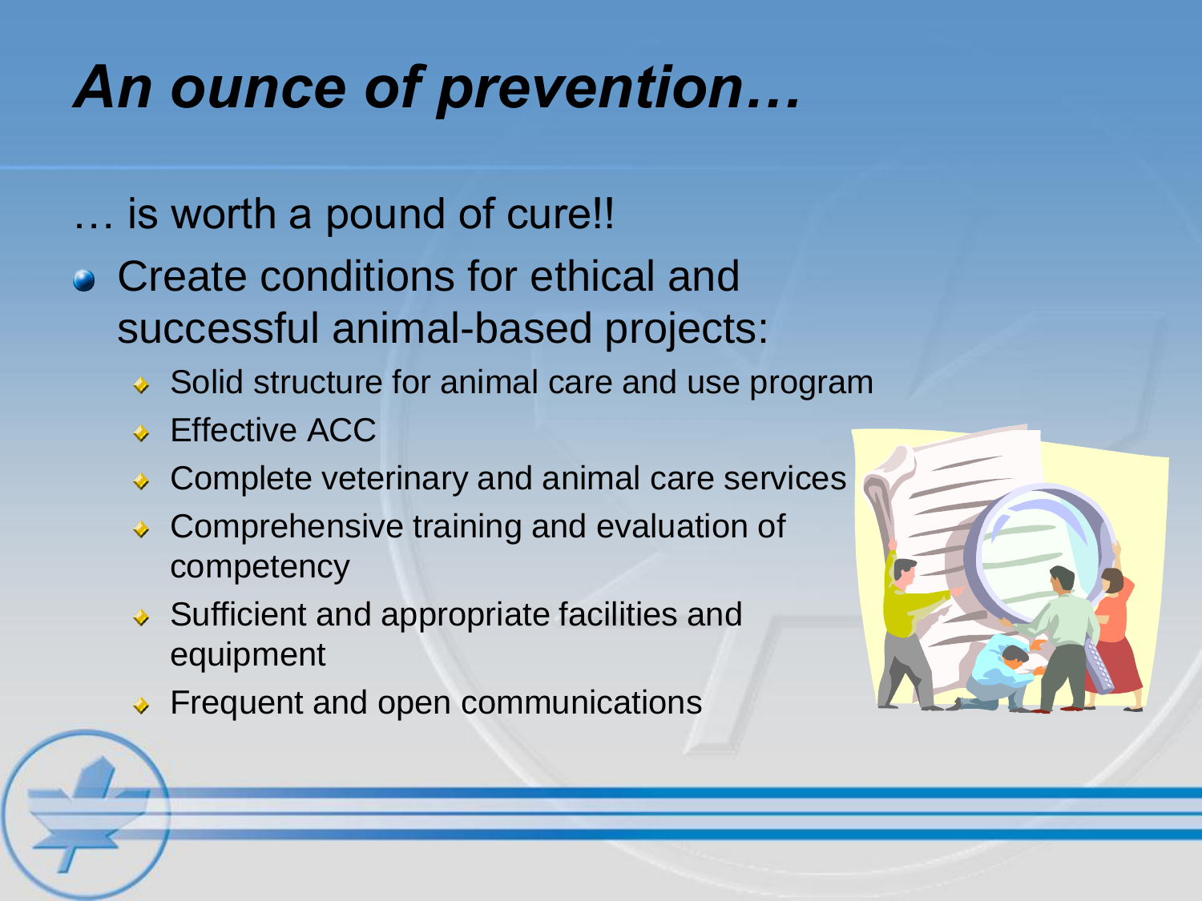# *An ounce of prevention…*

… is worth a pound of cure!!

- Create conditions for ethical and successful animal-based projects:
  - Solid structure for animal care and use program
  - Effective ACC
  - Complete veterinary and animal care services
  - Comprehensive training and evaluation of competency
  - Sufficient and appropriate facilities and equipment
  - Frequent and open communications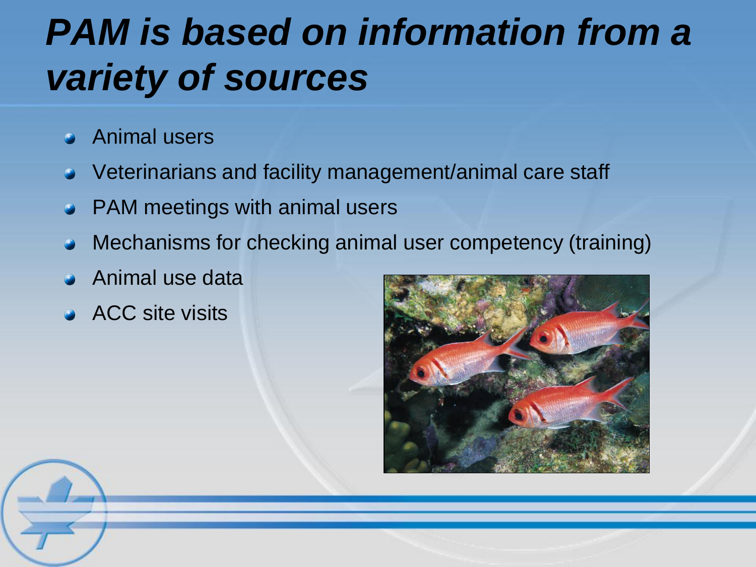# *PAM is based on information from a variety of sources*

- Animal users
- Veterinarians and facility management/animal care staff
- PAM meetings with animal users
- Mechanisms for checking animal user competency (training)
- Animal use data
- ACC site visits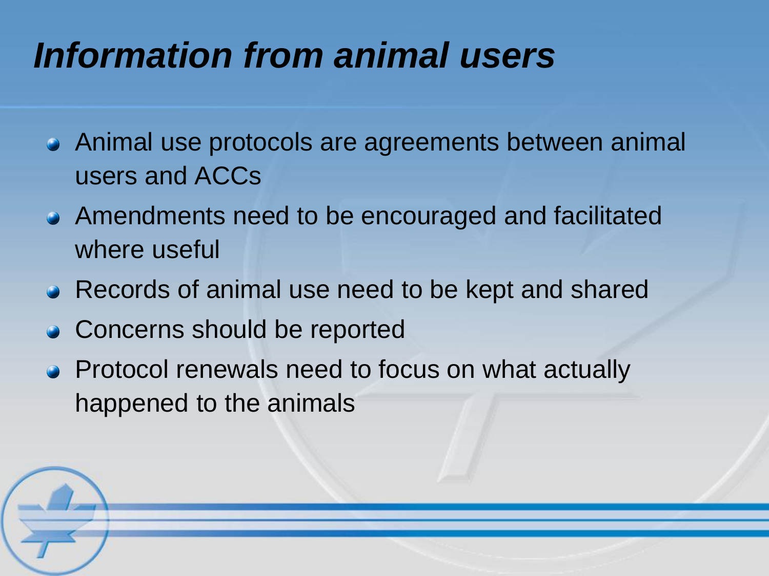# *Information from animal users*

- Animal use protocols are agreements between animal users and ACCs
- Amendments need to be encouraged and facilitated where useful
- Records of animal use need to be kept and shared
- Concerns should be reported
- Protocol renewals need to focus on what actually happened to the animals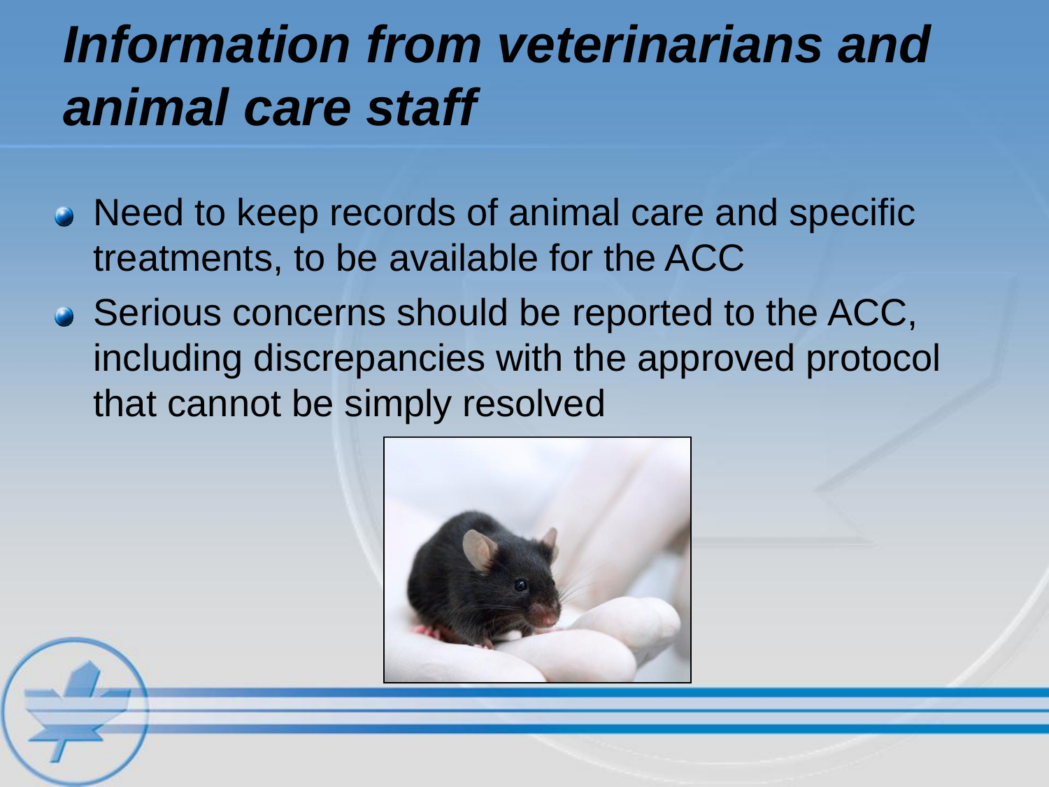# *Information from veterinarians and animal care staff*

- Need to keep records of animal care and specific treatments, to be available for the ACC
- Serious concerns should be reported to the ACC, including discrepancies with the approved protocol that cannot be simply resolved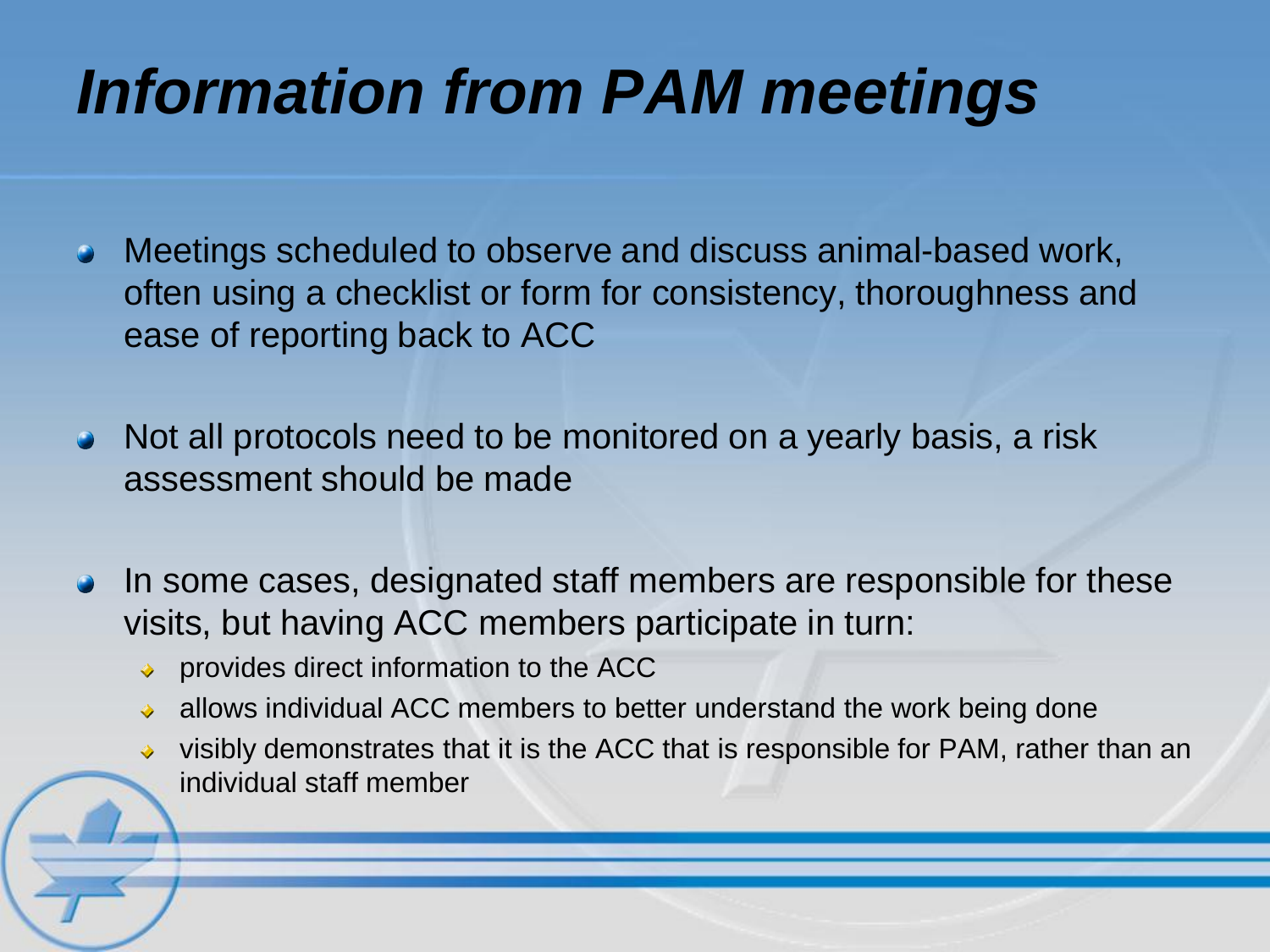# *Information from PAM meetings*

- Meetings scheduled to observe and discuss animal-based work, often using a checklist or form for consistency, thoroughness and ease of reporting back to ACC
- Not all protocols need to be monitored on a yearly basis, a risk assessment should be made
- In some cases, designated staff members are responsible for these visits, but having ACC members participate in turn:
  - provides direct information to the ACC
  - allows individual ACC members to better understand the work being done
  - visibly demonstrates that it is the ACC that is responsible for PAM, rather than an individual staff member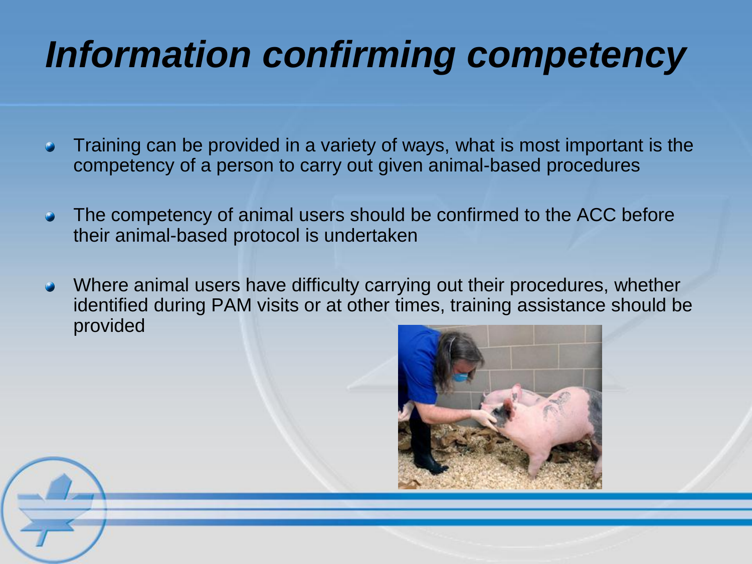# *Information confirming competency*

- Training can be provided in a variety of ways, what is most important is the competency of a person to carry out given animal-based procedures
- The competency of animal users should be confirmed to the ACC before their animal-based protocol is undertaken
- Where animal users have difficulty carrying out their procedures, whether identified during PAM visits or at other times, training assistance should be provided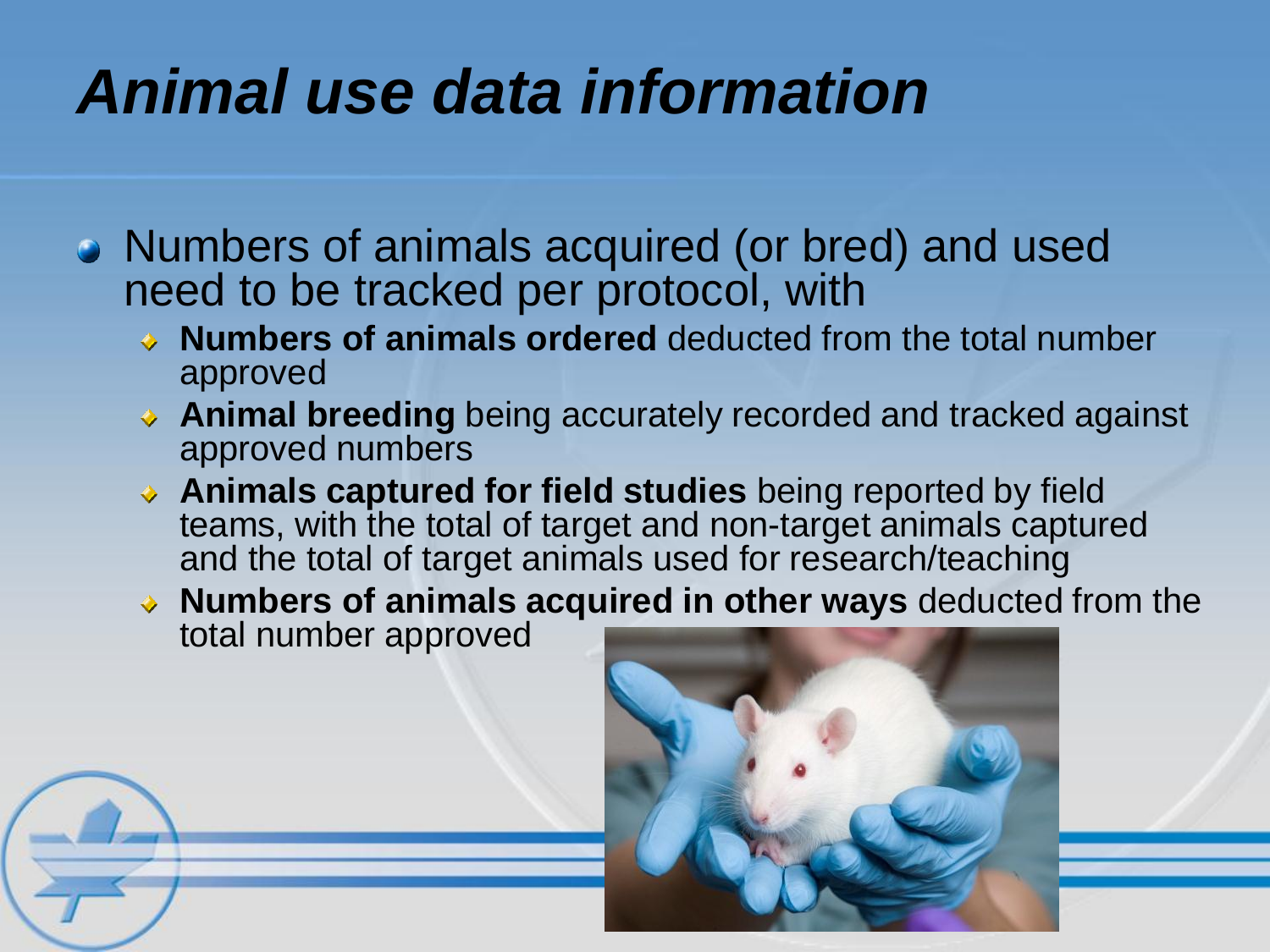# *Animal use data information*

- Numbers of animals acquired (or bred) and used need to be tracked per protocol, with
  - **Numbers of animals ordered** deducted from the total number approved
  - **Animal breeding** being accurately recorded and tracked against approved numbers
  - **Animals captured for field studies** being reported by field teams, with the total of target and non-target animals captured and the total of target animals used for research/teaching
  - **Numbers of animals acquired in other ways** deducted from the total number approved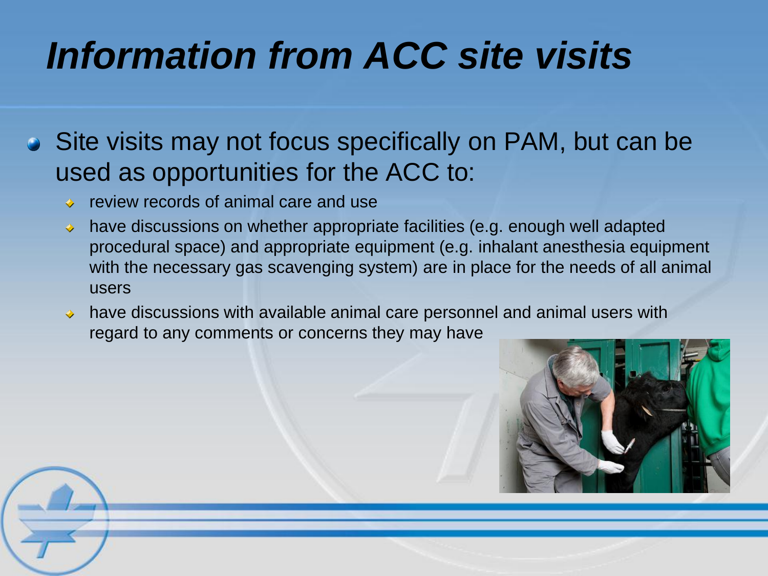# *Information from ACC site visits*

- Site visits may not focus specifically on PAM, but can be used as opportunities for the ACC to:
  - review records of animal care and use
  - have discussions on whether appropriate facilities (e.g. enough well adapted procedural space) and appropriate equipment (e.g. inhalant anesthesia equipment with the necessary gas scavenging system) are in place for the needs of all animal users
  - have discussions with available animal care personnel and animal users with regard to any comments or concerns they may have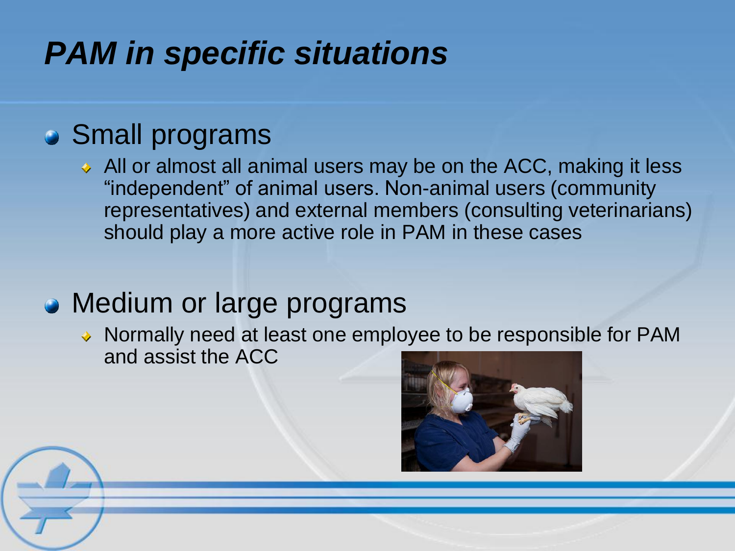# *PAM in specific situations*

- Small programs
  - All or almost all animal users may be on the ACC, making it less "independent" of animal users. Non-animal users (community representatives) and external members (consulting veterinarians) should play a more active role in PAM in these cases
- Medium or large programs
  - Normally need at least one employee to be responsible for PAM and assist the ACC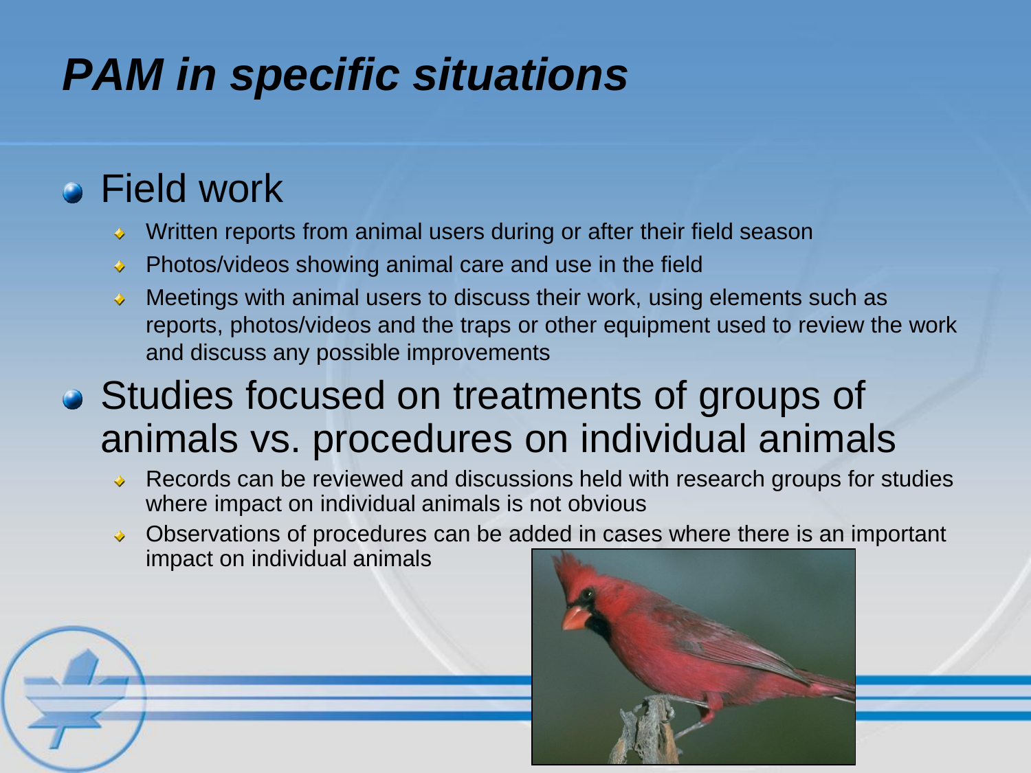# *PAM in specific situations*

- Field work
  - Written reports from animal users during or after their field season
  - Photos/videos showing animal care and use in the field
  - Meetings with animal users to discuss their work, using elements such as reports, photos/videos and the traps or other equipment used to review the work and discuss any possible improvements
- Studies focused on treatments of groups of animals vs. procedures on individual animals
  - Records can be reviewed and discussions held with research groups for studies where impact on individual animals is not obvious
  - Observations of procedures can be added in cases where there is an important impact on individual animals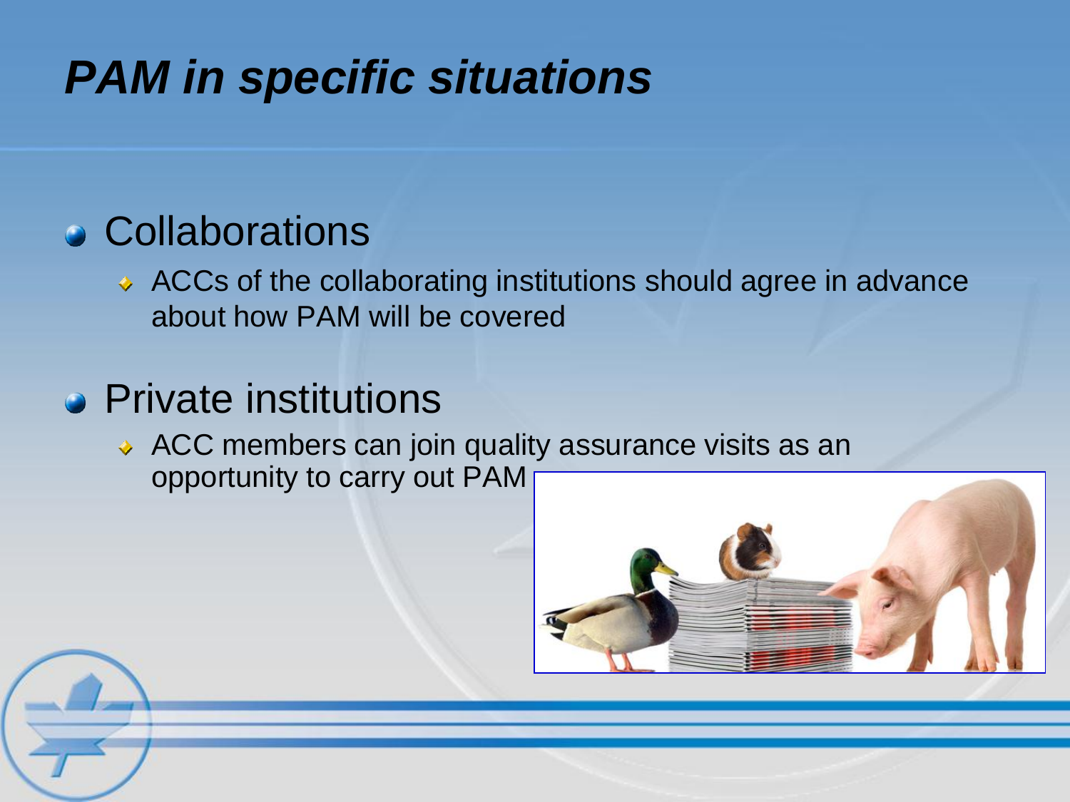# PAM in specific situations

- Collaborations
  - ACCs of the collaborating institutions should agree in advance about how PAM will be covered
- Private institutions
  - ACC members can join quality assurance visits as an opportunity to carry out PAM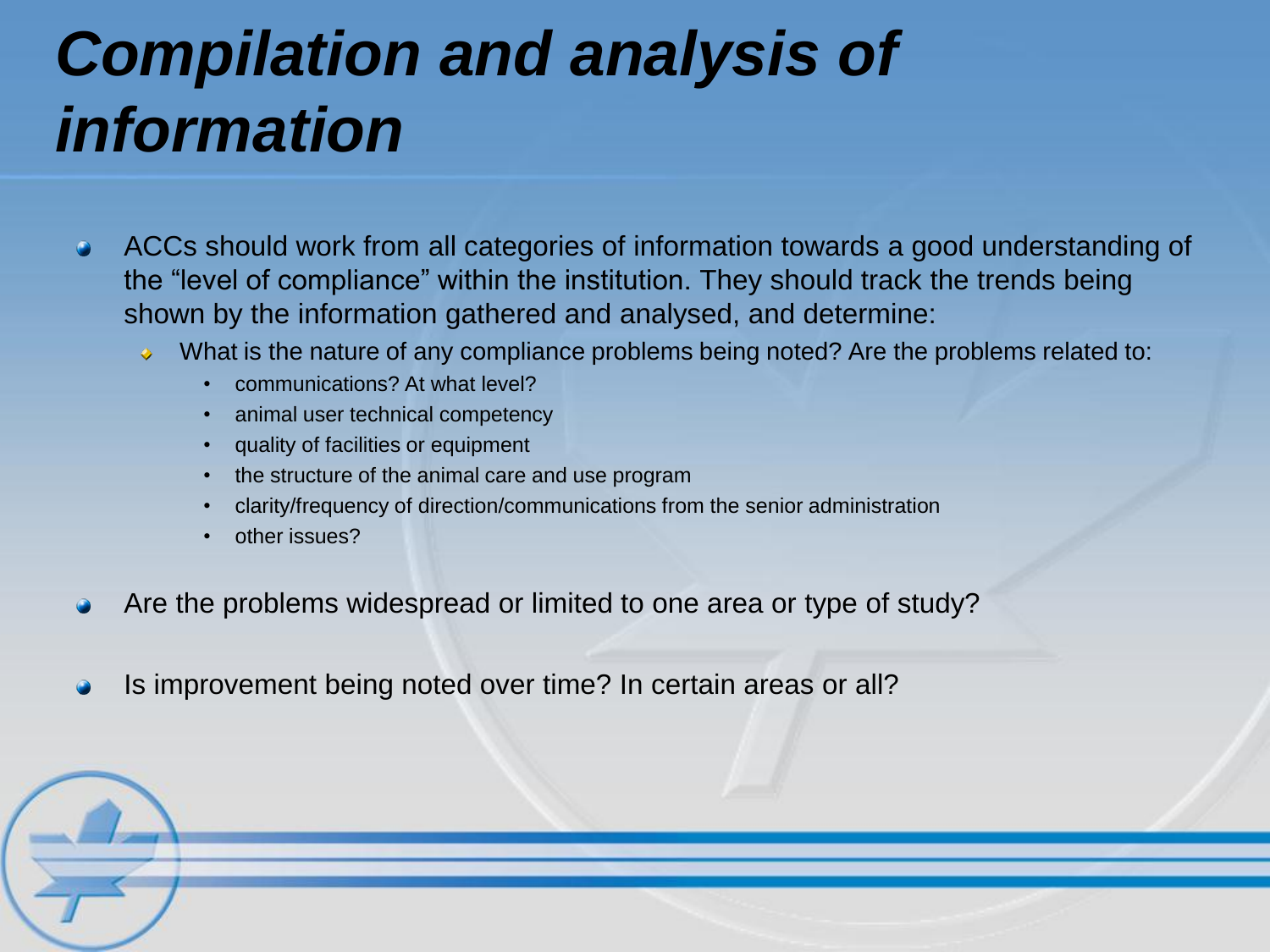# *Compilation and analysis of information*

- ACCs should work from all categories of information towards a good understanding of the “level of compliance” within the institution. They should track the trends being shown by the information gathered and analysed, and determine:
  - What is the nature of any compliance problems being noted? Are the problems related to:
    - communications? At what level?
    - animal user technical competency
    - quality of facilities or equipment
    - the structure of the animal care and use program
    - clarity/frequency of direction/communications from the senior administration
    - other issues?
- Are the problems widespread or limited to one area or type of study?
- Is improvement being noted over time? In certain areas or all?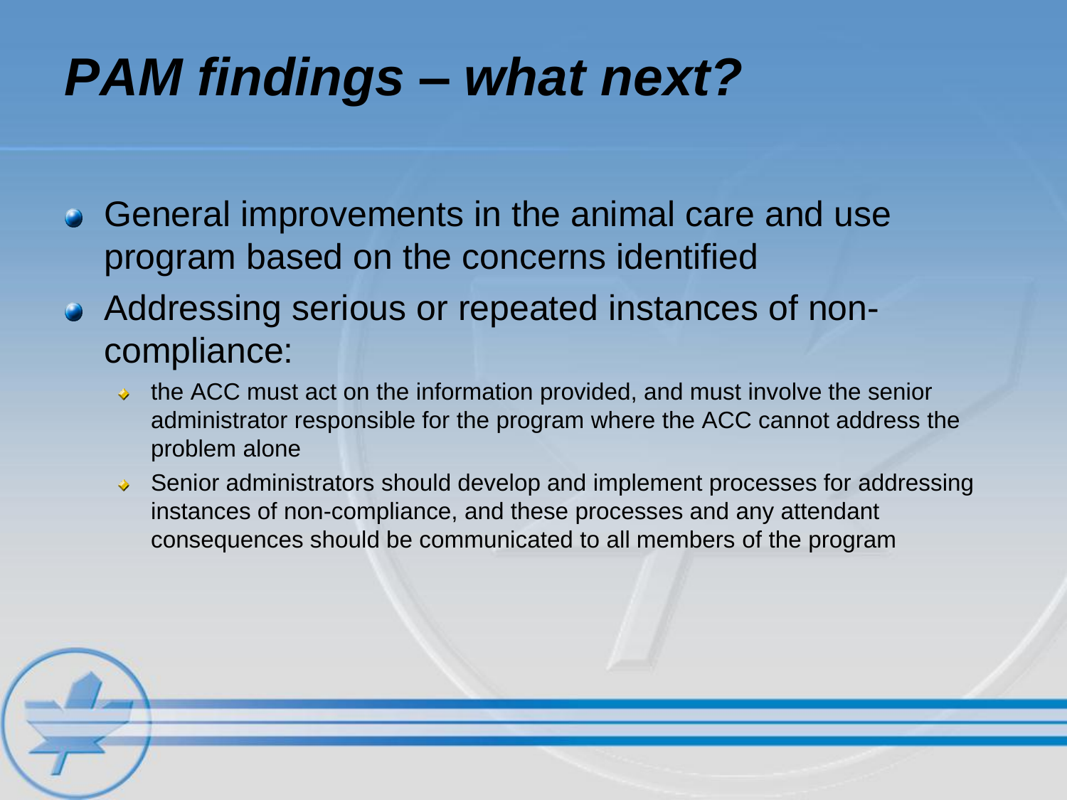# *PAM findings – what next?*

- General improvements in the animal care and use program based on the concerns identified
- Addressing serious or repeated instances of non-compliance:
  - the ACC must act on the information provided, and must involve the senior administrator responsible for the program where the ACC cannot address the problem alone
  - Senior administrators should develop and implement processes for addressing instances of non-compliance, and these processes and any attendant consequences should be communicated to all members of the program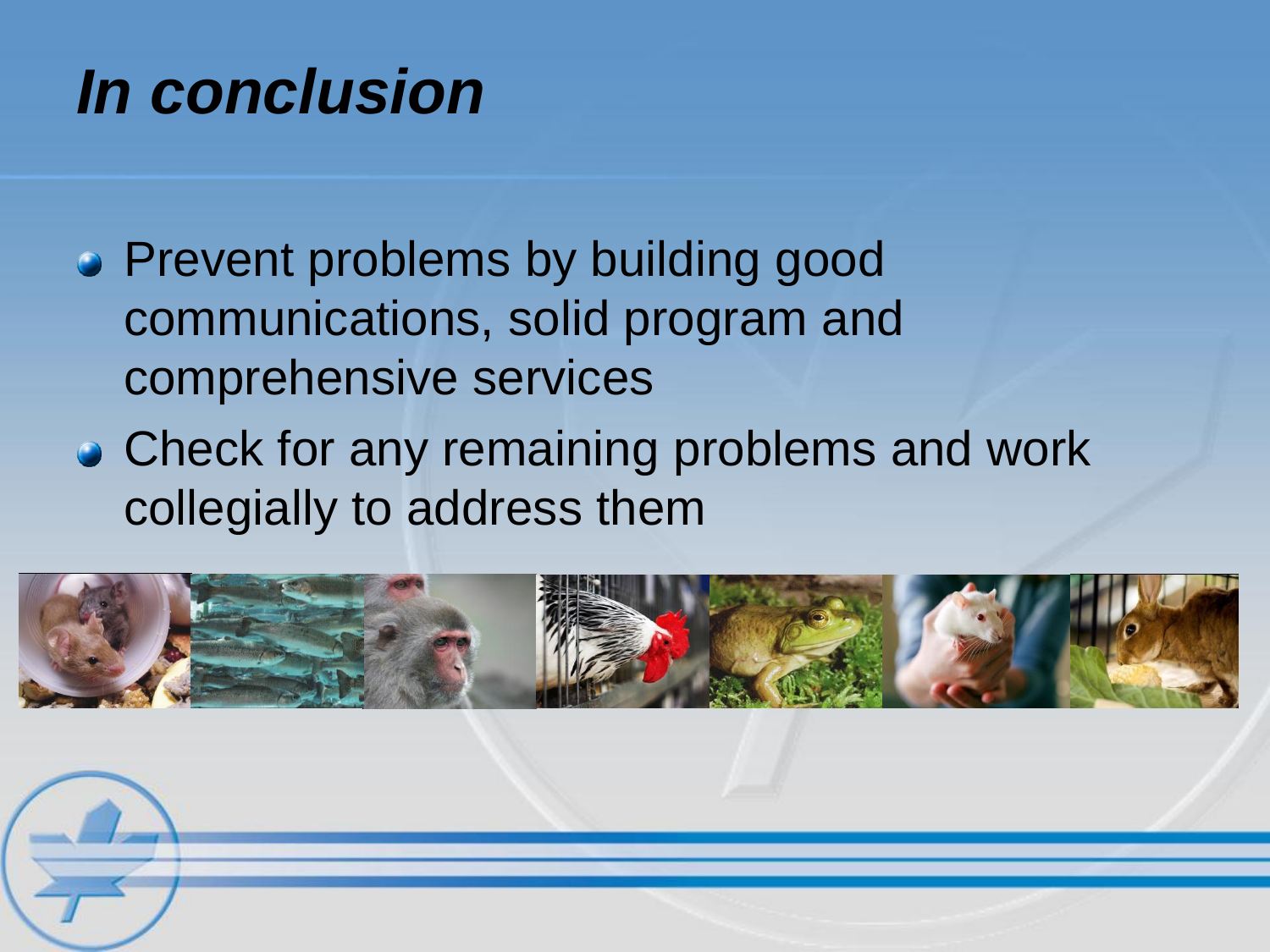# *In conclusion*

- Prevent problems by building good communications, solid program and comprehensive services
- Check for any remaining problems and work collegially to address them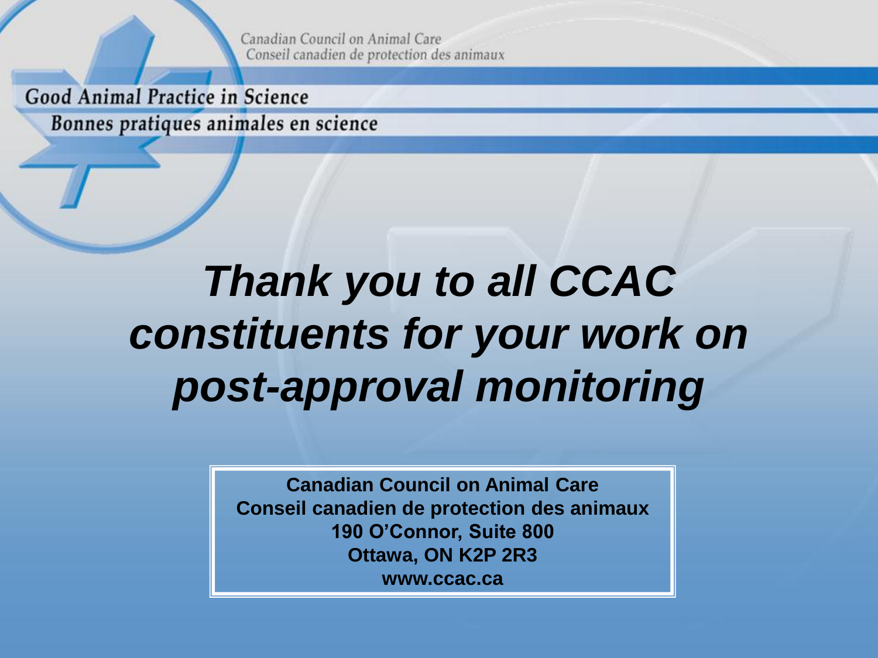Canadian Council on Animal Care
Conseil canadien de protection des animaux

Good Animal Practice in Science
Bonnes pratiques animales en science

# *Thank you to all CCAC constituents for your work on post-approval monitoring*

**Canadian Council on Animal Care**
**Conseil canadien de protection des animaux**
**190 O'Connor, Suite 800**
**Ottawa, ON K2P 2R3**
**www.ccac.ca**